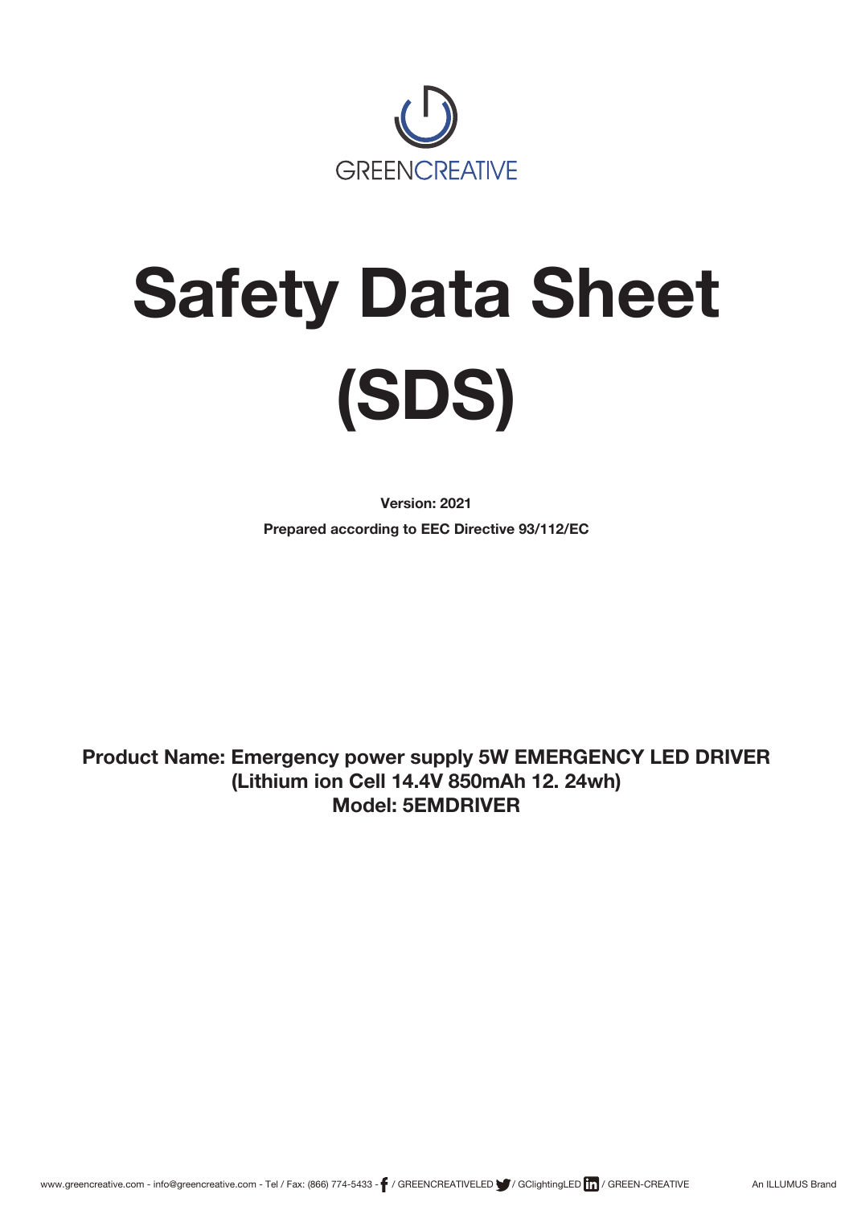GREENCREATIVE

# Safety Data Sheet (SDS)

**Version: 2021**

**Prepared according to EEC Directive 93/112/EC**

**Product Name: Emergency power supply 5W EMERGENCY LED DRIVER (Lithium ion Cell 14.4V 850mAh 12. 24wh)**
**Model: 5EMDRIVER**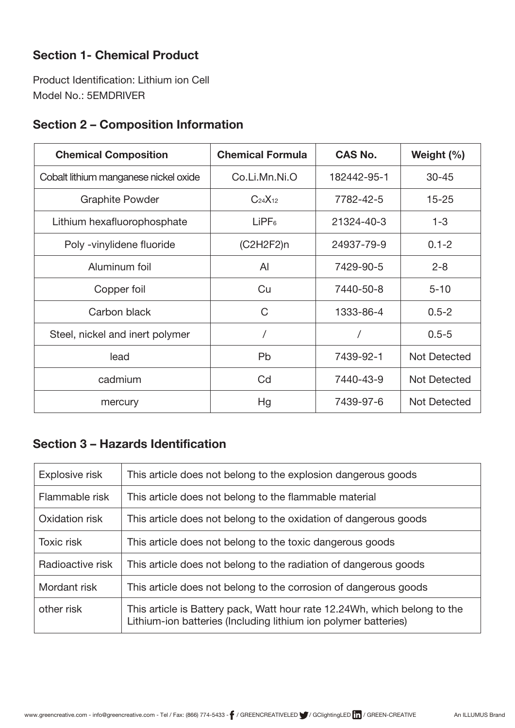## Section 1- Chemical Product

Product Identification: Lithium ion Cell
Model No.: 5EMDRIVER

## Section 2 – Composition Information

| Chemical Composition | Chemical Formula | CAS No. | Weight (%) |
|---|---|---|---|
| Cobalt lithium manganese nickel oxide | Co.Li.Mn.Ni.O | 182442-95-1 | 30-45 |
| Graphite Powder | $C_{24}X_{12}$ | 7782-42-5 | 15-25 |
| Lithium hexafluorophosphate | $LiPF_6$ | 21324-40-3 | 1-3 |
| Poly -vinylidene fluoride | (C2H2F2)n | 24937-79-9 | 0.1-2 |
| Aluminum foil | Al | 7429-90-5 | 2-8 |
| Copper foil | Cu | 7440-50-8 | 5-10 |
| Carbon black | C | 1333-86-4 | 0.5-2 |
| Steel, nickel and inert polymer | / | / | 0.5-5 |
| lead | Pb | 7439-92-1 | Not Detected |
| cadmium | Cd | 7440-43-9 | Not Detected |
| mercury | Hg | 7439-97-6 | Not Detected |

## Section 3 – Hazards Identification

| | |
|---|---|
| Explosive risk | This article does not belong to the explosion dangerous goods |
| Flammable risk | This article does not belong to the flammable material |
| Oxidation risk | This article does not belong to the oxidation of dangerous goods |
| Toxic risk | This article does not belong to the toxic dangerous goods |
| Radioactive risk | This article does not belong to the radiation of dangerous goods |
| Mordant risk | This article does not belong to the corrosion of dangerous goods |
| other risk | This article is Battery pack, Watt hour rate 12.24Wh, which belong to the Lithium-ion batteries (Including lithium ion polymer batteries) |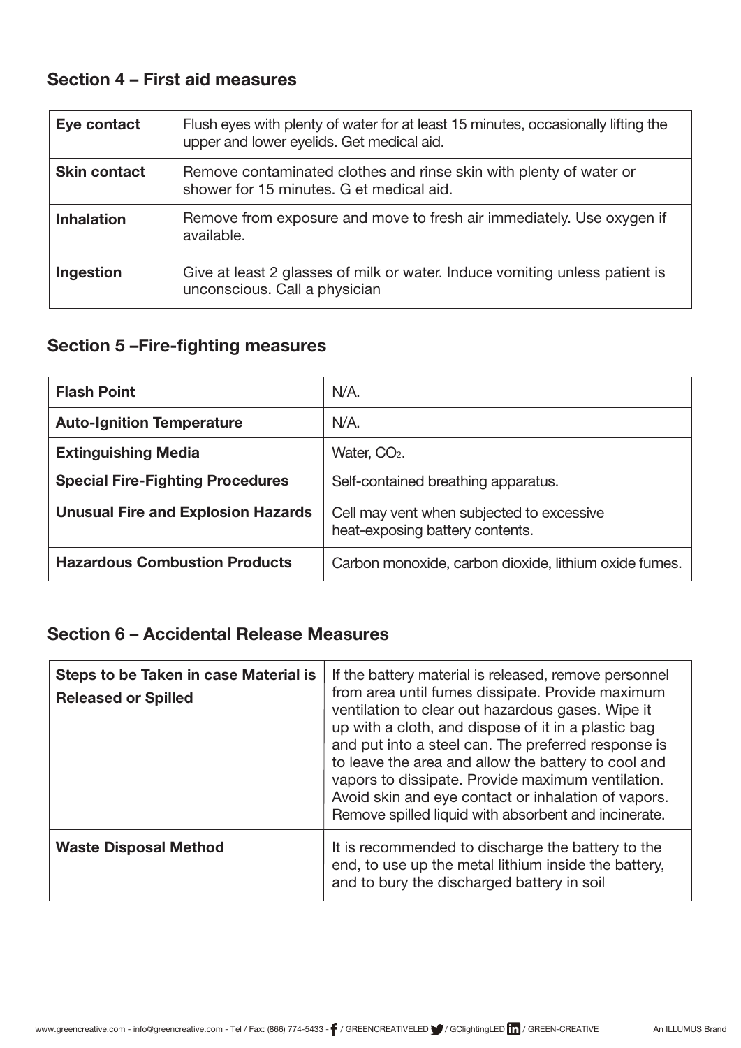## Section 4 – First aid measures

| | |
|---|---|
| **Eye contact** | Flush eyes with plenty of water for at least 15 minutes, occasionally lifting the upper and lower eyelids. Get medical aid. |
| **Skin contact** | Remove contaminated clothes and rinse skin with plenty of water or shower for 15 minutes. G et medical aid. |
| **Inhalation** | Remove from exposure and move to fresh air immediately. Use oxygen if available. |
| **Ingestion** | Give at least 2 glasses of milk or water. Induce vomiting unless patient is unconscious. Call a physician |

## Section 5 –Fire-fighting measures

| | |
|---|---|
| **Flash Point** | N/A. |
| **Auto-Ignition Temperature** | N/A. |
| **Extinguishing Media** | Water, $CO_2$. |
| **Special Fire-Fighting Procedures** | Self-contained breathing apparatus. |
| **Unusual Fire and Explosion Hazards** | Cell may vent when subjected to excessive heat-exposing battery contents. |
| **Hazardous Combustion Products** | Carbon monoxide, carbon dioxide, lithium oxide fumes. |

## Section 6 – Accidental Release Measures

| | |
|---|---|
| **Steps to be Taken in case Material is Released or Spilled** | If the battery material is released, remove personnel from area until fumes dissipate. Provide maximum ventilation to clear out hazardous gases. Wipe it up with a cloth, and dispose of it in a plastic bag and put into a steel can. The preferred response is to leave the area and allow the battery to cool and vapors to dissipate. Provide maximum ventilation. Avoid skin and eye contact or inhalation of vapors. Remove spilled liquid with absorbent and incinerate. |
| **Waste Disposal Method** | It is recommended to discharge the battery to the end, to use up the metal lithium inside the battery, and to bury the discharged battery in soil |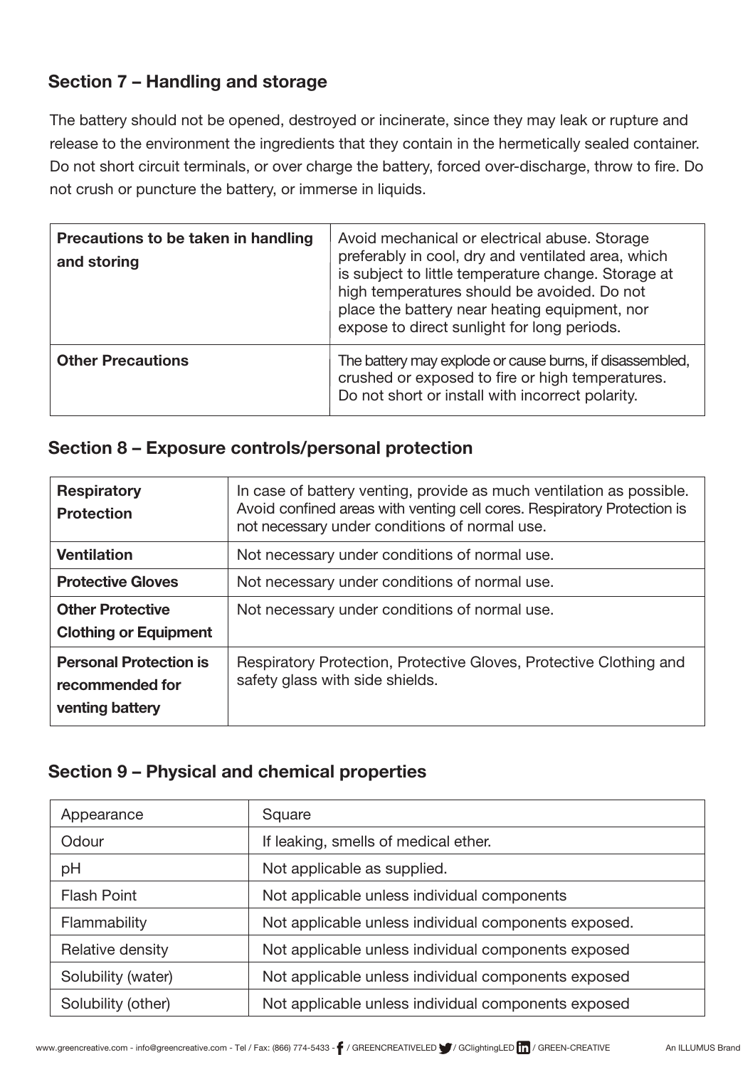## Section 7 – Handling and storage

The battery should not be opened, destroyed or incinerate, since they may leak or rupture and release to the environment the ingredients that they contain in the hermetically sealed container. Do not short circuit terminals, or over charge the battery, forced over-discharge, throw to fire. Do not crush or puncture the battery, or immerse in liquids.

| | |
|---|---|
| **Precautions to be taken in handling and storing** | Avoid mechanical or electrical abuse. Storage preferably in cool, dry and ventilated area, which is subject to little temperature change. Storage at high temperatures should be avoided. Do not place the battery near heating equipment, nor expose to direct sunlight for long periods. |
| **Other Precautions** | The battery may explode or cause burns, if disassembled, crushed or exposed to fire or high temperatures. Do not short or install with incorrect polarity. |

## Section 8 – Exposure controls/personal protection

| | |
|---|---|
| **Respiratory Protection** | In case of battery venting, provide as much ventilation as possible. Avoid confined areas with venting cell cores. Respiratory Protection is not necessary under conditions of normal use. |
| **Ventilation** | Not necessary under conditions of normal use. |
| **Protective Gloves** | Not necessary under conditions of normal use. |
| **Other Protective Clothing or Equipment** | Not necessary under conditions of normal use. |
| **Personal Protection is recommended for venting battery** | Respiratory Protection, Protective Gloves, Protective Clothing and safety glass with side shields. |

## Section 9 – Physical and chemical properties

| | |
|---|---|
| Appearance | Square |
| Odour | If leaking, smells of medical ether. |
| pH | Not applicable as supplied. |
| Flash Point | Not applicable unless individual components |
| Flammability | Not applicable unless individual components exposed. |
| Relative density | Not applicable unless individual components exposed |
| Solubility (water) | Not applicable unless individual components exposed |
| Solubility (other) | Not applicable unless individual components exposed |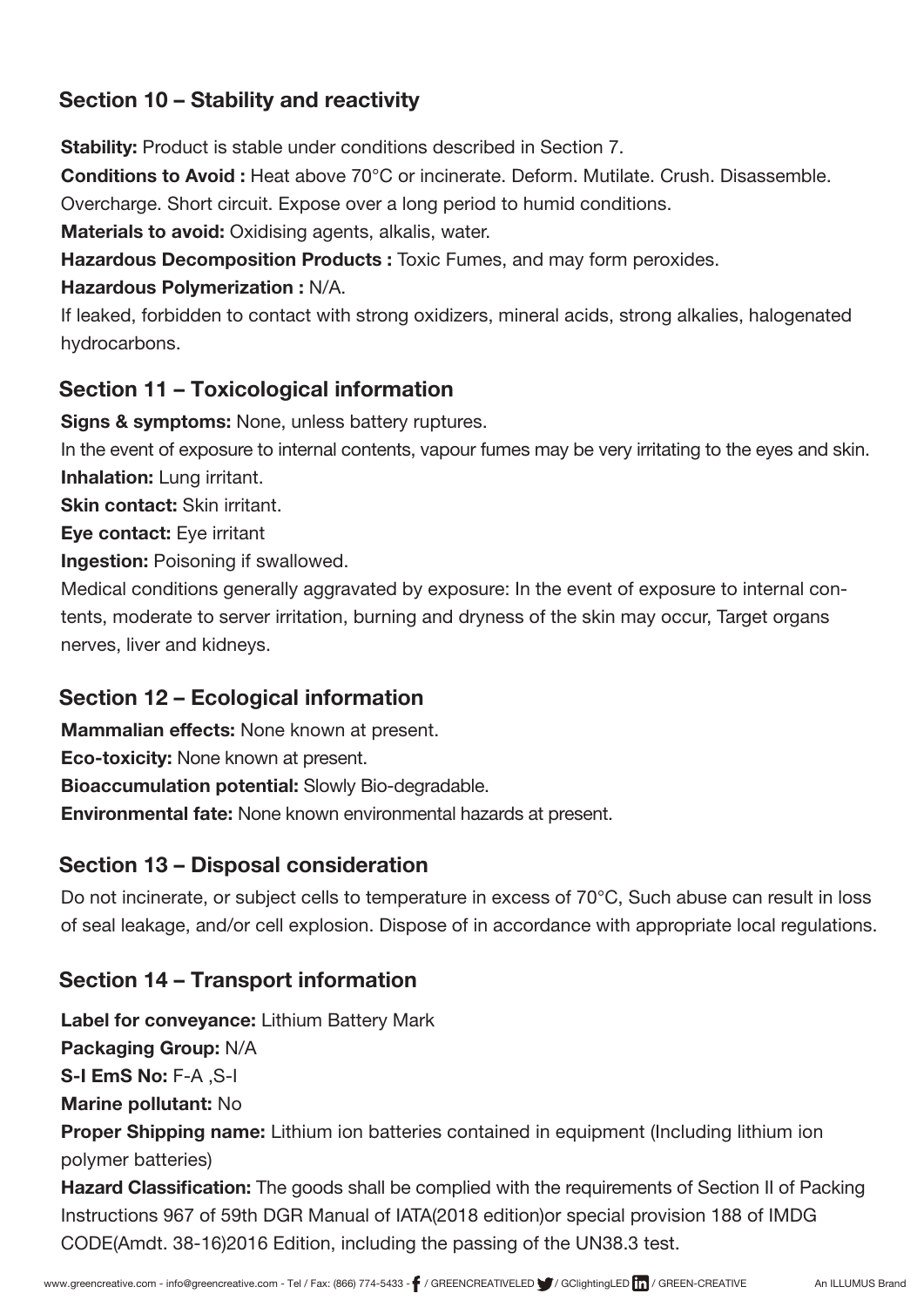## Section 10 – Stability and reactivity

**Stability:** Product is stable under conditions described in Section 7.

**Conditions to Avoid :** Heat above 70°C or incinerate. Deform. Mutilate. Crush. Disassemble. Overcharge. Short circuit. Expose over a long period to humid conditions.

**Materials to avoid:** Oxidising agents, alkalis, water.

**Hazardous Decomposition Products :** Toxic Fumes, and may form peroxides.

**Hazardous Polymerization :** N/A.

If leaked, forbidden to contact with strong oxidizers, mineral acids, strong alkalies, halogenated hydrocarbons.

## Section 11 – Toxicological information

**Signs & symptoms:** None, unless battery ruptures.

In the event of exposure to internal contents, vapour fumes may be very irritating to the eyes and skin.

**Inhalation:** Lung irritant.

**Skin contact:** Skin irritant.

**Eye contact:** Eye irritant

**Ingestion:** Poisoning if swallowed.

Medical conditions generally aggravated by exposure: In the event of exposure to internal contents, moderate to server irritation, burning and dryness of the skin may occur, Target organs nerves, liver and kidneys.

## Section 12 – Ecological information

**Mammalian effects:** None known at present.

**Eco-toxicity:** None known at present.

**Bioaccumulation potential:** Slowly Bio-degradable.

**Environmental fate:** None known environmental hazards at present.

## Section 13 – Disposal consideration

Do not incinerate, or subject cells to temperature in excess of 70°C, Such abuse can result in loss of seal leakage, and/or cell explosion. Dispose of in accordance with appropriate local regulations.

## Section 14 – Transport information

**Label for conveyance:** Lithium Battery Mark

**Packaging Group:** N/A

**S-I EmS No:** F-A ,S-I

**Marine pollutant:** No

**Proper Shipping name:** Lithium ion batteries contained in equipment (Including lithium ion polymer batteries)

**Hazard Classification:** The goods shall be complied with the requirements of Section II of Packing Instructions 967 of 59th DGR Manual of IATA(2018 edition)or special provision 188 of IMDG CODE(Amdt. 38-16)2016 Edition, including the passing of the UN38.3 test.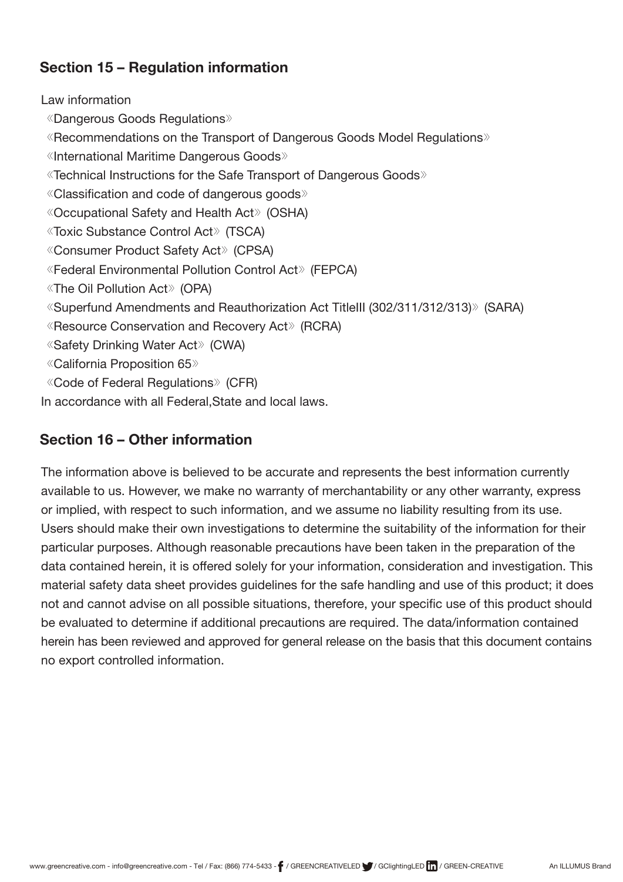## Section 15 – Regulation information

Law information

《Dangerous Goods Regulations》

《Recommendations on the Transport of Dangerous Goods Model Regulations》

《International Maritime Dangerous Goods》

《Technical Instructions for the Safe Transport of Dangerous Goods》

《Classification and code of dangerous goods》

《Occupational Safety and Health Act》 (OSHA)

《Toxic Substance Control Act》 (TSCA)

《Consumer Product Safety Act》 (CPSA)

《Federal Environmental Pollution Control Act》 (FEPCA)

《The Oil Pollution Act》 (OPA)

《Superfund Amendments and Reauthorization Act TitleIII (302/311/312/313)》 (SARA)

《Resource Conservation and Recovery Act》 (RCRA)

《Safety Drinking Water Act》 (CWA)

《California Proposition 65》

《Code of Federal Regulations》 (CFR)

In accordance with all Federal,State and local laws.

## Section 16 – Other information

The information above is believed to be accurate and represents the best information currently available to us. However, we make no warranty of merchantability or any other warranty, express or implied, with respect to such information, and we assume no liability resulting from its use. Users should make their own investigations to determine the suitability of the information for their particular purposes. Although reasonable precautions have been taken in the preparation of the data contained herein, it is offered solely for your information, consideration and investigation. This material safety data sheet provides guidelines for the safe handling and use of this product; it does not and cannot advise on all possible situations, therefore, your specific use of this product should be evaluated to determine if additional precautions are required. The data/information contained herein has been reviewed and approved for general release on the basis that this document contains no export controlled information.